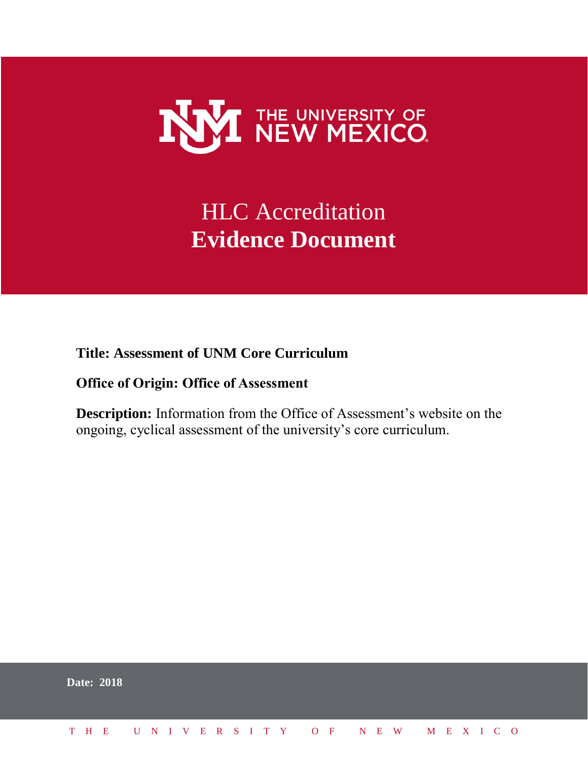THE UNIVERSITY OF NEW MEXICO

# HLC Accreditation
# **Evidence Document**

**Title: Assessment of UNM Core Curriculum**

**Office of Origin: Office of Assessment**

**Description:** Information from the Office of Assessment's website on the ongoing, cyclical assessment of the university's core curriculum.

**Date: 2018**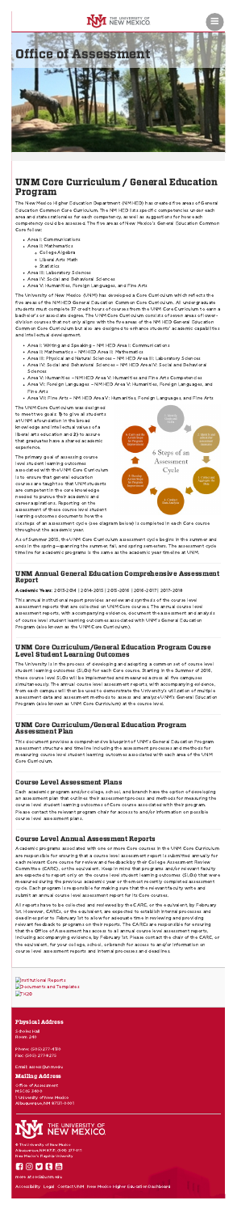# Office of Assessment

# UNM Core Curriculum / General Education Program

The New Mexico Higher Education Department (NMHED) has created five areas of General Education Common Core Curriculum. The NMHED lists specific competencies under each area and states rationales for each competency, as well as suggestions for how each competency could be assessed. The five areas of New Mexico's General Education Common Core follow:

- Area I: Communications
- Area II: Mathematics
  - College Algebra
  - Liberal Arts Math
  - Statistics
- Area III: Laboratory Sciences
- Area IV: Social and Behavioral Sciences
- Area V: Humanities, Foreign Languages, and Fine Arts

The University of New Mexico (UNM) has developed a Core Curriculum which reflects the five areas of the NMHED General Education Common Core Curriculum. All undergraduate students must complete 37 credit hours of courses from the UNM Core Curriculum to earn a bachelor's or associate degree. The UNM Core Curriculum consists of seven areas of lower-division courses that not only aligns with the five areas of the NMHED General Education Common Core Curriculum but also are designed to enhance students' academic capabilities and intellectual development.

- Area I: Writing and Speaking – NMHED Area I: Communications
- Area II: Mathematics – NMHED Area II: Mathematics
- Area III: Physical and Natural Sciences – NMHED Area III: Laboratory Sciences
- Area IV: Social and Behavioral Sciences – NMHED Area IV: Social and Behavioral Sciences
- Area V: Humanities – NMHED Area V: Humanities and Fine Arts Competencies
- Area VI: Foreign Languages – NMHED Area V: Humanities, Foreign Languages, and Fine Arts
- Area VII: Fine Arts – NMHED Area V: Humanities, Foreign Languages, and Fine Arts

The UNM Core Curriculum was designed to meet two goals: **1)** to give all students at UNM a foundation in the broad knowledge and intellectual values of a liberal arts education and **2)** to assure that graduates have a shared academic experience.

The primary goal of assessing course level student learning outcomes associated with the UNM Core Curriculum is to ensure that general education courses are taught so that UNM students are competent in the core knowledge needed to pursue their academic and career aspirations. Reporting on the assessment of these course level student learning outcomes documents how the six steps of an assessment cycle (see diagram below) is completed in each Core course throughout the academic year.

6 Steps of an Assessment Cycle

1. Identify Student Learning Outcomes (SLOs)
2. Identify and Create Assessment Methods
3. Collect and Aggregate Data
4. Conduct Data Analysis
5. Develop Action Plans for Program Improvement
6. Share Results and Action Plans for Program Improvement

As of Summer 2015, the UNM Core Curriculum assessment cycle begins in the summer and ends in the spring—spanning the summer, fall, and spring semesters. The assessment cycle timeline for academic programs is the same as the academic year timeline at UNM.

## UNM Annual General Education Comprehensive Assessment Report

**Academic Year:** 2013-2014 | 2014-2015 | 2015-2016 | 2016-2017 | 2017-2018

This annual institutional report provides a review and synthesis of the course level assessment reports that are collected on UNM Core courses. The annual course level assessment reports, with accompanying evidence, document the assessment and analysis of course level student learning outcomes associated with UNM's General Education Program (also known as the UNM Core Curriculum).

## UNM Core Curriculum/General Education Program Course Level Student Learning Outcomes

The University is in the process of developing and adopting a common set of course level student learning outcomes (SLOs) for each Core course. Starting in the Summer of 2016, these course level SLOs will be implemented and measured across all five campuses simultaneously. The annual course level assessment reports, with accompanying evidence, from each campus will then be used to demonstrate the University's utilization of multiple assessment data and assessment methods to assess and analyze UNM's General Education Program (also known as UNM Core Curriculum) at the course level.

## UNM Core Curriculum/General Education Program Assessment Plan

This document provides a comprehensive blueprint of UNM's General Education Program assessment structure and timeline including the assessment processes and methods for measuring course level student learning outcomes associated with each area of the UNM Core Curriculum.

## Course Level Assessment Plans

Each academic program and/or college, school, and branch have the option of developing an assessment plan that outlines their assessment process and methods for measuring the course level student learning outcomes of Core courses associated with their program. Please contact the relevant program chair for access to and/or information on possible course level assessment plans.

## Course Level Annual Assessment Reports

Academic programs associated with one or more Core courses in the UNM Core Curriculum are responsible for ensuring that a course level assessment report is submitted annually for each relevant Core course for review and feedback by their College Assessment Review Committee (CARC), or the equivalent. Keep in mind that programs and/or relevant faculty are expected to report only on the course level student learning outcomes (SLOs) that were measured during the previous academic year or the most recently completed assessment cycle. Each program is responsible for making sure that the relevant faculty write and submit an annual course level assessment report for its Core courses.

All reports have to be collected and reviewed by the CARC, or the equivalent, by February 1st. However, CARCs, or the equivalent, are expected to establish internal processes and deadlines prior to February 1st to allow for adequate time in reviewing and providing relevant feedback to programs on their reports. The CARCs are responsible for ensuring that the Office of Assessment has access to all annual course level assessment reports, including accompanying evidence, by February 1st. Please contact the chair of the CARC, or the equivalent, for your college, school, or branch for access to and/or information on course level assessment reports and internal processes and deadlines.

Institutional Reports
Documents and Templates
TK20

### Physical Address

Scholes Hall
Room 240

Phone: (505) 277-4130
Fax: (505) 277-8270

Email: assess@unm.edu

### Mailing Address

Office of Assessment
MSC05 3400
1 University of New Mexico
Albuquerque, NM 87131-0001

THE UNIVERSITY OF NEW MEXICO

© The University of New Mexico
Albuquerque, NM 87131, (505) 277-0111
New Mexico's Flagship University

more at social.unm.edu

Accessibility Legal Contact UNM New Mexico Higher Education Dashboard